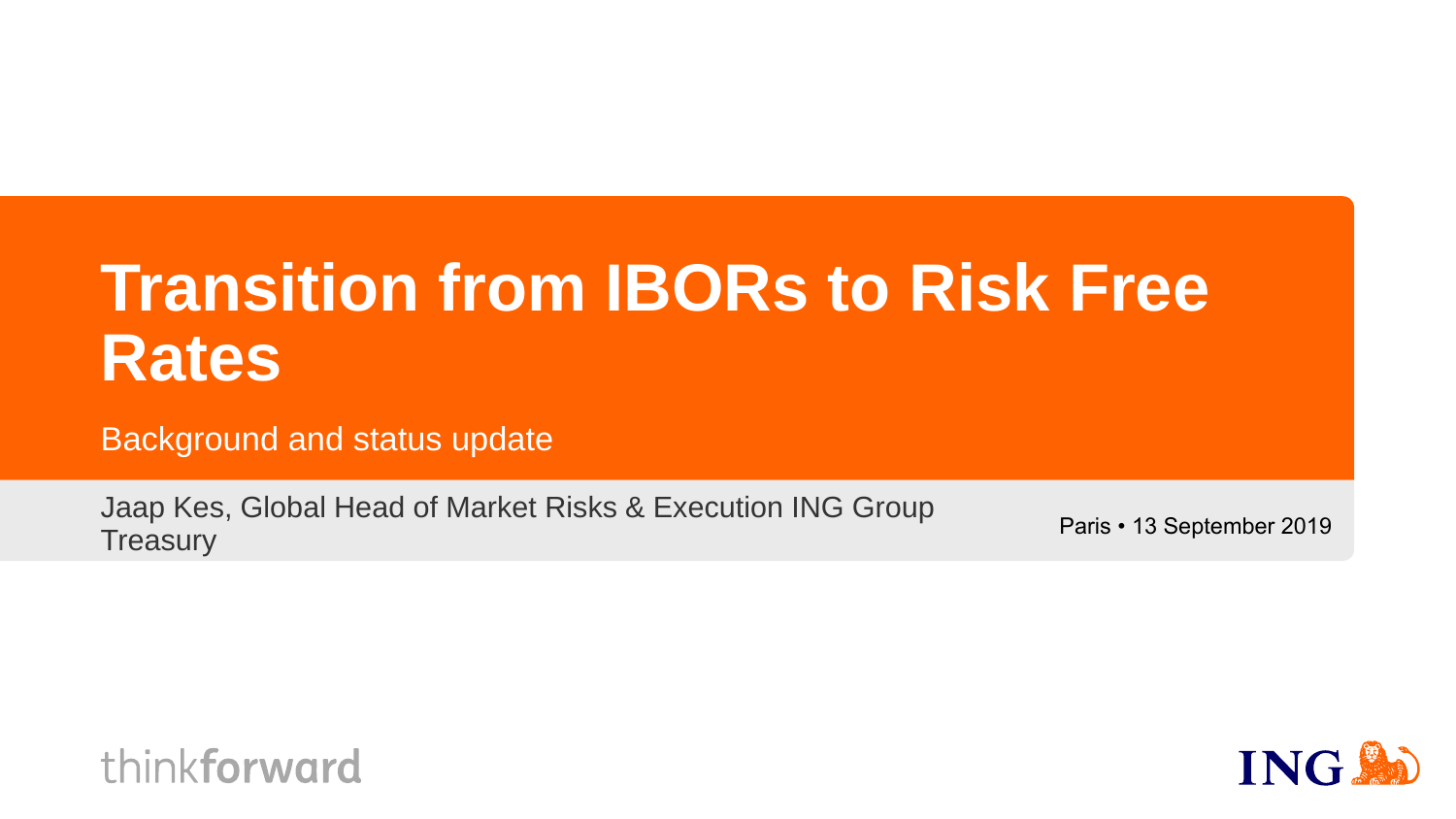# Transition from IBORs to Risk Free Rates

Background and status update

Jaap Kes, Global Head of Market Risks & Execution ING Group Treasury

Paris • 13 September 2019

thinkforward

ING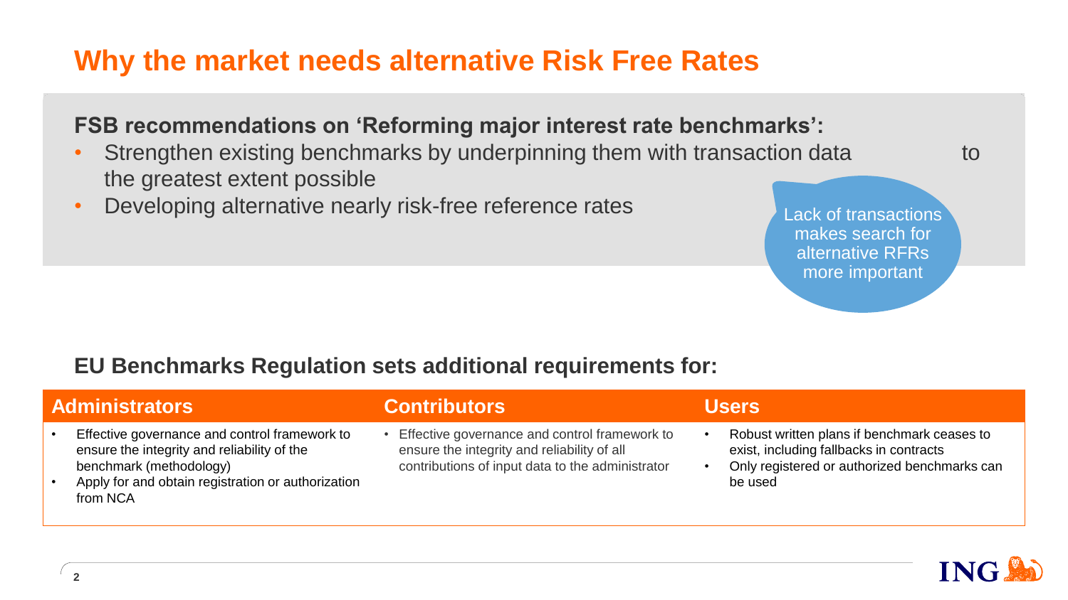# Why the market needs alternative Risk Free Rates

**FSB recommendations on 'Reforming major interest rate benchmarks':**

- Strengthen existing benchmarks by underpinning them with transaction data to the greatest extent possible
- Developing alternative nearly risk-free reference rates

Lack of transactions makes search for alternative RFRs more important

**EU Benchmarks Regulation sets additional requirements for:**

| Administrators | Contributors | Users |
|---|---|---|
| • Effective governance and control framework to ensure the integrity and reliability of the benchmark (methodology)<br>• Apply for and obtain registration or authorization from NCA | • Effective governance and control framework to ensure the integrity and reliability of all contributions of input data to the administrator | • Robust written plans if benchmark ceases to exist, including fallbacks in contracts<br>• Only registered or authorized benchmarks can be used |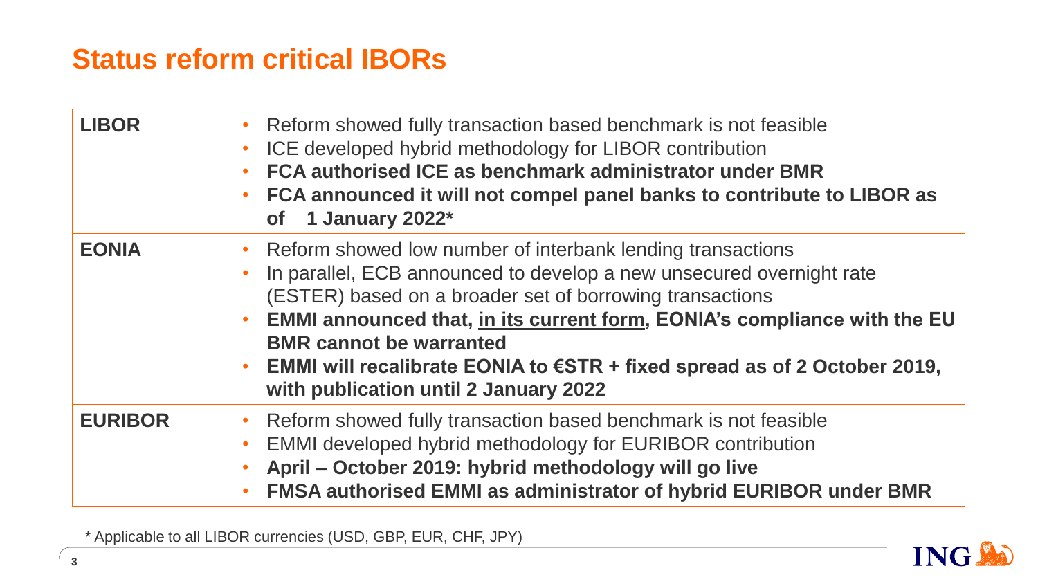## Status reform critical IBORs

| | |
|---|---|
| **LIBOR** | • Reform showed fully transaction based benchmark is not feasible<br>• ICE developed hybrid methodology for LIBOR contribution<br>• **FCA authorised ICE as benchmark administrator under BMR**<br>• **FCA announced it will not compel panel banks to contribute to LIBOR as of 1 January 2022*** |
| **EONIA** | • Reform showed low number of interbank lending transactions<br>• In parallel, ECB announced to develop a new unsecured overnight rate (ESTER) based on a broader set of borrowing transactions<br>• **EMMI announced that, <u>in its current form</u>, EONIA's compliance with the EU BMR cannot be warranted**<br>• **EMMI will recalibrate EONIA to €STR + fixed spread as of 2 October 2019, with publication until 2 January 2022** |
| **EURIBOR** | • Reform showed fully transaction based benchmark is not feasible<br>• EMMI developed hybrid methodology for EURIBOR contribution<br>• **April – October 2019: hybrid methodology will go live**<br>• **FMSA authorised EMMI as administrator of hybrid EURIBOR under BMR** |

* Applicable to all LIBOR currencies (USD, GBP, EUR, CHF, JPY)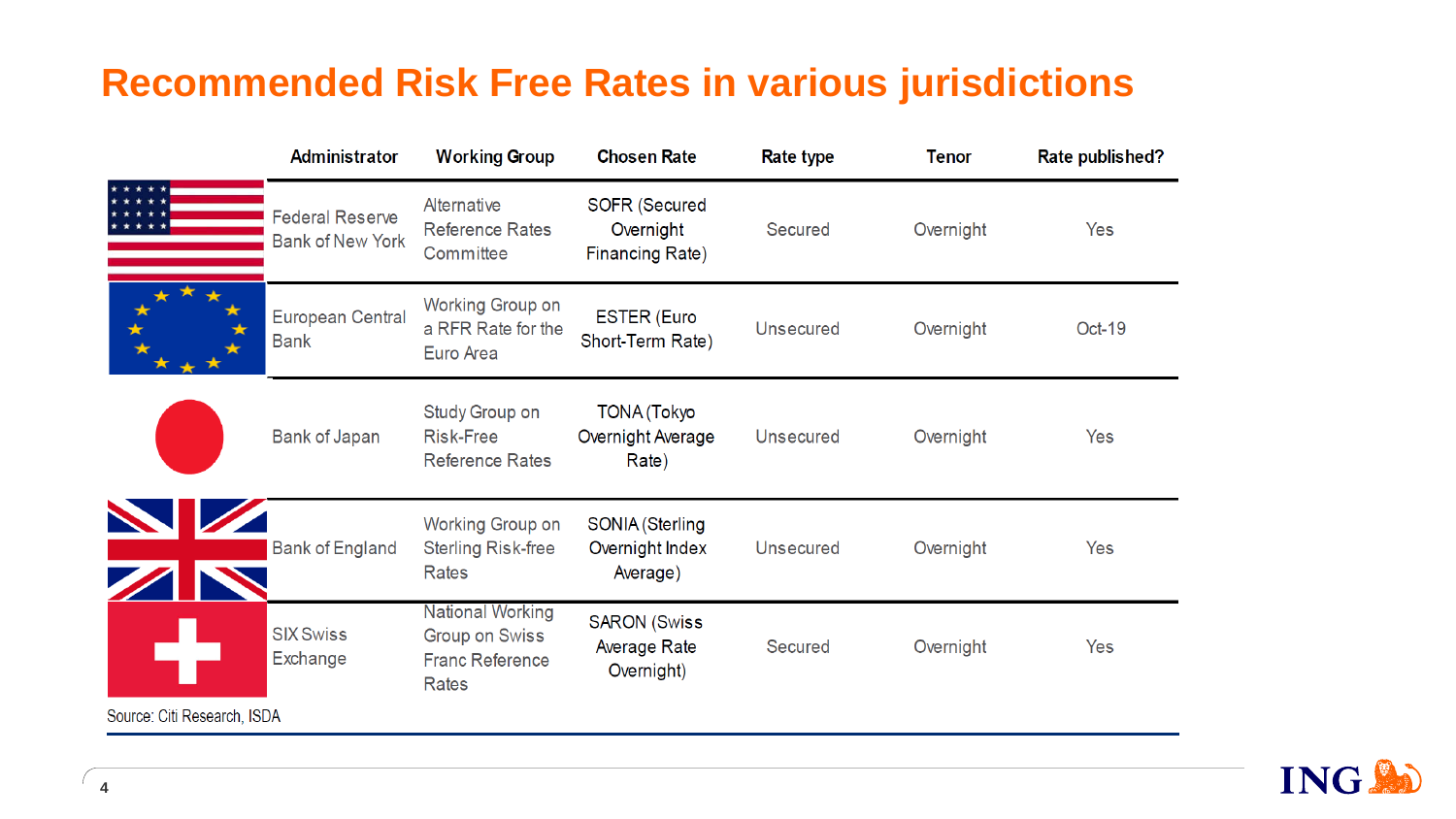# Recommended Risk Free Rates in various jurisdictions

| | Administrator | Working Group | Chosen Rate | Rate type | Tenor | Rate published? |
|---|---|---|---|---|---|---|
| | Federal Reserve Bank of New York | Alternative Reference Rates Committee | SOFR (Secured Overnight Financing Rate) | Secured | Overnight | Yes |
| | European Central Bank | Working Group on a RFR Rate for the Euro Area | ESTER (Euro Short-Term Rate) | Unsecured | Overnight | Oct-19 |
| | Bank of Japan | Study Group on Risk-Free Reference Rates | TONA (Tokyo Overnight Average Rate) | Unsecured | Overnight | Yes |
| | Bank of England | Working Group on Sterling Risk-free Rates | SONIA (Sterling Overnight Index Average) | Unsecured | Overnight | Yes |
| | SIX Swiss Exchange | National Working Group on Swiss Franc Reference Rates | SARON (Swiss Average Rate Overnight) | Secured | Overnight | Yes |

Source: Citi Research, ISDA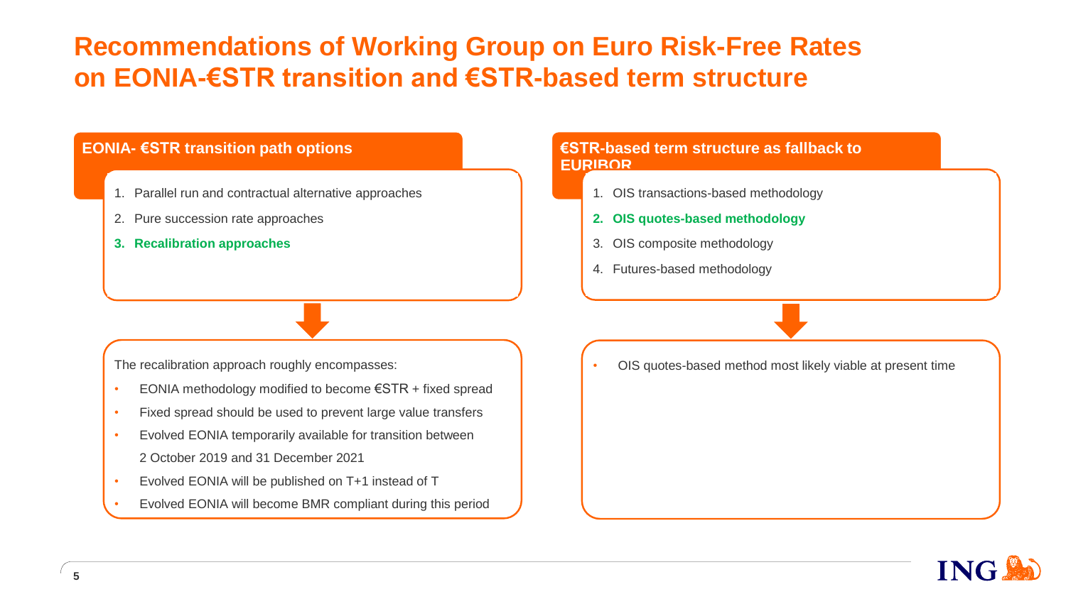# Recommendations of Working Group on Euro Risk-Free Rates on EONIA-€STR transition and €STR-based term structure

## EONIA- €STR transition path options

1. Parallel run and contractual alternative approaches
2. Pure succession rate approaches
3. **Recalibration approaches**

The recalibration approach roughly encompasses:

- EONIA methodology modified to become €STR + fixed spread
- Fixed spread should be used to prevent large value transfers
- Evolved EONIA temporarily available for transition between 2 October 2019 and 31 December 2021
- Evolved EONIA will be published on T+1 instead of T
- Evolved EONIA will become BMR compliant during this period

## €STR-based term structure as fallback to EURIBOR

1. OIS transactions-based methodology
2. **OIS quotes-based methodology**
3. OIS composite methodology
4. Futures-based methodology

- OIS quotes-based method most likely viable at present time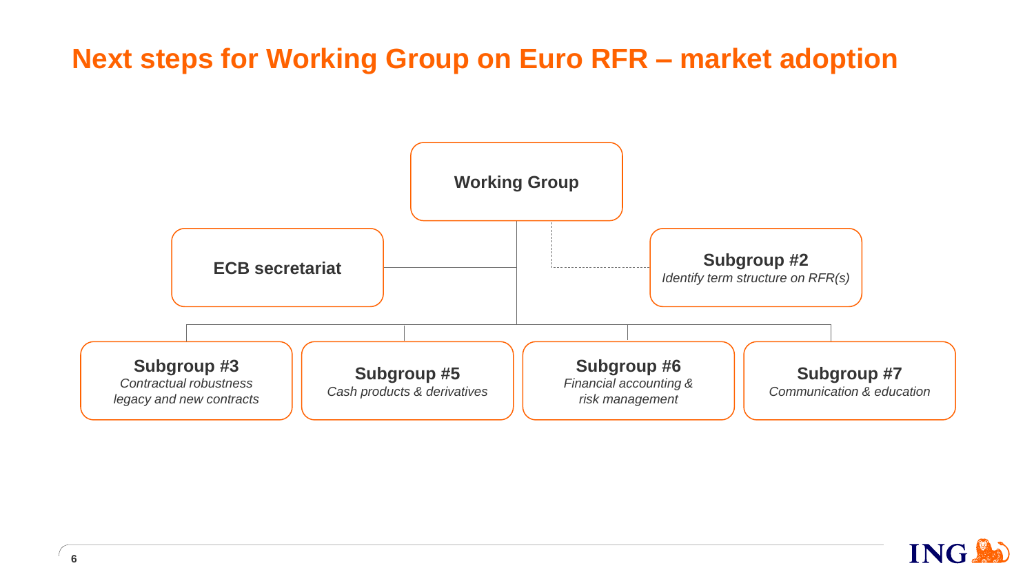# Next steps for Working Group on Euro RFR – market adoption

**Working Group**

**ECB secretariat**

**Subgroup #2**
*Identify term structure on RFR(s)*

**Subgroup #3**
*Contractual robustness legacy and new contracts*

**Subgroup #5**
*Cash products & derivatives*

**Subgroup #6**
*Financial accounting & risk management*

**Subgroup #7**
*Communication & education*